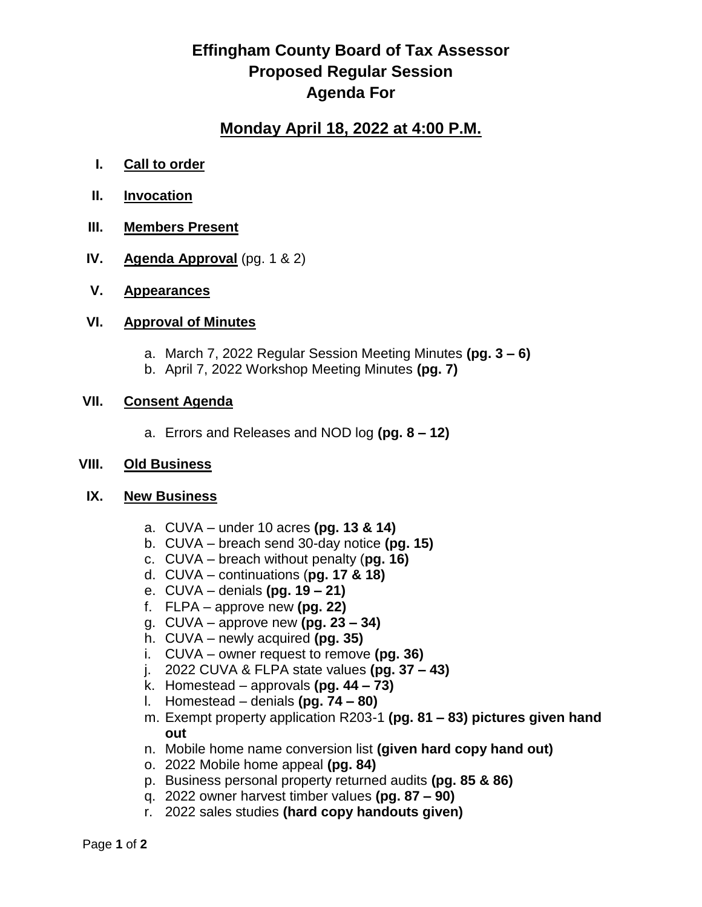# Effingham County Board of Tax Assessor
# Proposed Regular Session
# Agenda For

## Monday April 18, 2022 at 4:00 P.M.

I. **Call to order**

II. **Invocation**

III. **Members Present**

IV. **Agenda Approval** (pg. 1 & 2)

V. **Appearances**

VI. **Approval of Minutes**

   a. March 7, 2022 Regular Session Meeting Minutes **(pg. 3 – 6)**
   b. April 7, 2022 Workshop Meeting Minutes **(pg. 7)**

VII. **Consent Agenda**

   a. Errors and Releases and NOD log **(pg. 8 – 12)**

VIII. **Old Business**

IX. **New Business**

   a. CUVA – under 10 acres **(pg. 13 & 14)**
   b. CUVA – breach send 30-day notice **(pg. 15)**
   c. CUVA – breach without penalty (**pg. 16)**
   d. CUVA – continuations (**pg. 17 & 18)**
   e. CUVA – denials **(pg. 19 – 21)**
   f. FLPA – approve new **(pg. 22)**
   g. CUVA – approve new **(pg. 23 – 34)**
   h. CUVA – newly acquired **(pg. 35)**
   i. CUVA – owner request to remove **(pg. 36)**
   j. 2022 CUVA & FLPA state values **(pg. 37 – 43)**
   k. Homestead – approvals **(pg. 44 – 73)**
   l. Homestead – denials **(pg. 74 – 80)**
   m. Exempt property application R203-1 **(pg. 81 – 83) pictures given hand out**
   n. Mobile home name conversion list **(given hard copy hand out)**
   o. 2022 Mobile home appeal **(pg. 84)**
   p. Business personal property returned audits **(pg. 85 & 86)**
   q. 2022 owner harvest timber values **(pg. 87 – 90)**
   r. 2022 sales studies **(hard copy handouts given)**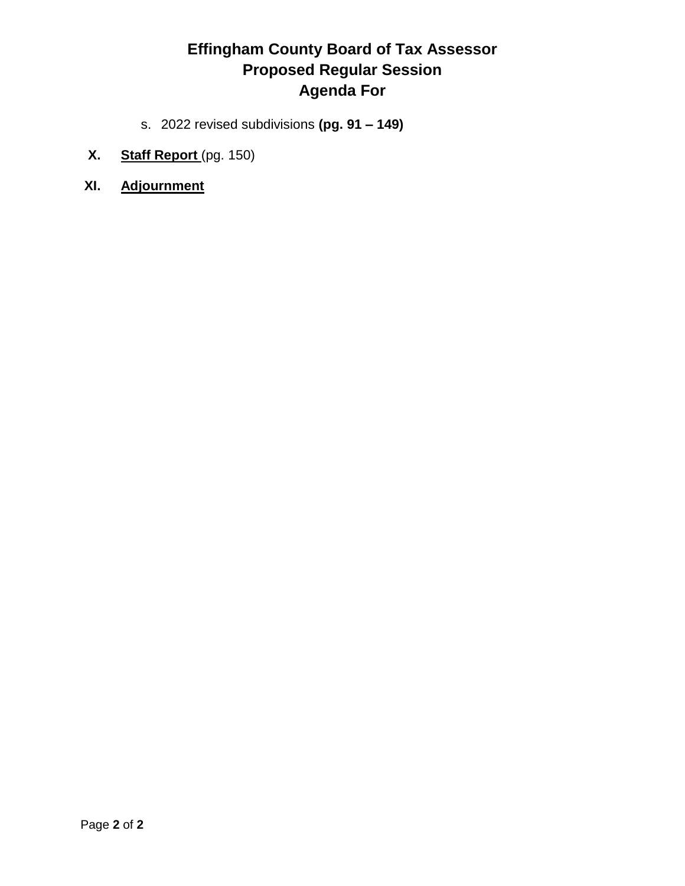# Effingham County Board of Tax Assessor
## Proposed Regular Session
## Agenda For

s. 2022 revised subdivisions **(pg. 91 – 149)**

**X. Staff Report** (pg. 150)

**XI. Adjournment**